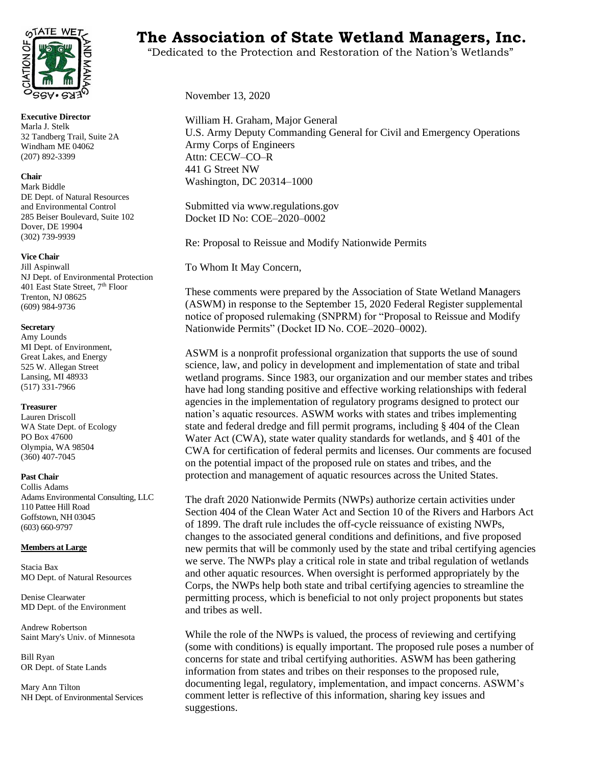# The Association of State Wetland Managers, Inc.

"Dedicated to the Protection and Restoration of the Nation's Wetlands"

**Executive Director**
Marla J. Stelk
32 Tandberg Trail, Suite 2A
Windham ME 04062
(207) 892-3399

**Chair**
Mark Biddle
DE Dept. of Natural Resources and Environmental Control
285 Beiser Boulevard, Suite 102
Dover, DE 19904
(302) 739-9939

**Vice Chair**
Jill Aspinwall
NJ Dept. of Environmental Protection
401 East State Street, 7th Floor
Trenton, NJ 08625
(609) 984-9736

**Secretary**
Amy Lounds
MI Dept. of Environment, Great Lakes, and Energy
525 W. Allegan Street
Lansing, MI 48933
(517) 331-7966

**Treasurer**
Lauren Driscoll
WA State Dept. of Ecology
PO Box 47600
Olympia, WA 98504
(360) 407-7045

**Past Chair**
Collis Adams
Adams Environmental Consulting, LLC
110 Pattee Hill Road
Goffstown, NH 03045
(603) 660-9797

**Members at Large**

Stacia Bax
MO Dept. of Natural Resources

Denise Clearwater
MD Dept. of the Environment

Andrew Robertson
Saint Mary's Univ. of Minnesota

Bill Ryan
OR Dept. of State Lands

Mary Ann Tilton
NH Dept. of Environmental Services

November 13, 2020

William H. Graham, Major General
U.S. Army Deputy Commanding General for Civil and Emergency Operations
Army Corps of Engineers
Attn: CECW–CO–R
441 G Street NW
Washington, DC 20314–1000

Submitted via www.regulations.gov
Docket ID No: COE–2020–0002

Re: Proposal to Reissue and Modify Nationwide Permits

To Whom It May Concern,

These comments were prepared by the Association of State Wetland Managers (ASWM) in response to the September 15, 2020 Federal Register supplemental notice of proposed rulemaking (SNPRM) for "Proposal to Reissue and Modify Nationwide Permits" (Docket ID No. COE–2020–0002).

ASWM is a nonprofit professional organization that supports the use of sound science, law, and policy in development and implementation of state and tribal wetland programs. Since 1983, our organization and our member states and tribes have had long standing positive and effective working relationships with federal agencies in the implementation of regulatory programs designed to protect our nation's aquatic resources. ASWM works with states and tribes implementing state and federal dredge and fill permit programs, including § 404 of the Clean Water Act (CWA), state water quality standards for wetlands, and § 401 of the CWA for certification of federal permits and licenses. Our comments are focused on the potential impact of the proposed rule on states and tribes, and the protection and management of aquatic resources across the United States.

The draft 2020 Nationwide Permits (NWPs) authorize certain activities under Section 404 of the Clean Water Act and Section 10 of the Rivers and Harbors Act of 1899. The draft rule includes the off-cycle reissuance of existing NWPs, changes to the associated general conditions and definitions, and five proposed new permits that will be commonly used by the state and tribal certifying agencies we serve. The NWPs play a critical role in state and tribal regulation of wetlands and other aquatic resources. When oversight is performed appropriately by the Corps, the NWPs help both state and tribal certifying agencies to streamline the permitting process, which is beneficial to not only project proponents but states and tribes as well.

While the role of the NWPs is valued, the process of reviewing and certifying (some with conditions) is equally important. The proposed rule poses a number of concerns for state and tribal certifying authorities. ASWM has been gathering information from states and tribes on their responses to the proposed rule, documenting legal, regulatory, implementation, and impact concerns. ASWM's comment letter is reflective of this information, sharing key issues and suggestions.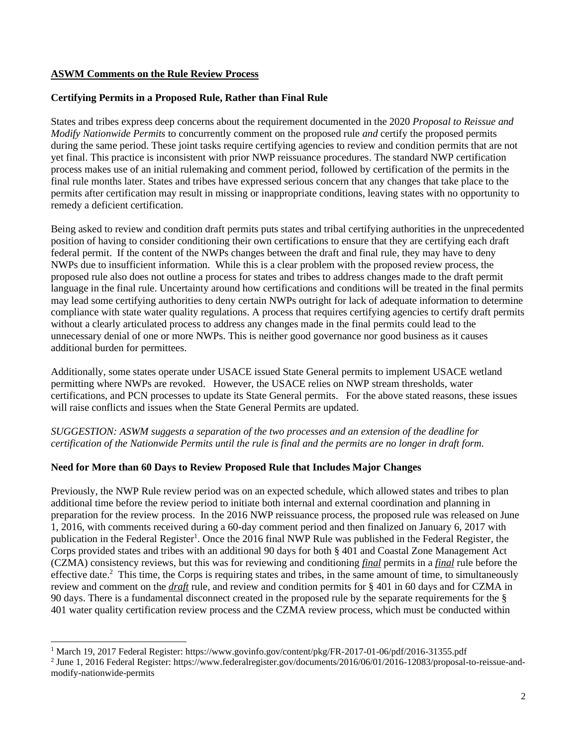**ASWM Comments on the Rule Review Process**

**Certifying Permits in a Proposed Rule, Rather than Final Rule**

States and tribes express deep concerns about the requirement documented in the 2020 *Proposal to Reissue and Modify Nationwide Permits* to concurrently comment on the proposed rule *and* certify the proposed permits during the same period. These joint tasks require certifying agencies to review and condition permits that are not yet final. This practice is inconsistent with prior NWP reissuance procedures. The standard NWP certification process makes use of an initial rulemaking and comment period, followed by certification of the permits in the final rule months later. States and tribes have expressed serious concern that any changes that take place to the permits after certification may result in missing or inappropriate conditions, leaving states with no opportunity to remedy a deficient certification.

Being asked to review and condition draft permits puts states and tribal certifying authorities in the unprecedented position of having to consider conditioning their own certifications to ensure that they are certifying each draft federal permit. If the content of the NWPs changes between the draft and final rule, they may have to deny NWPs due to insufficient information. While this is a clear problem with the proposed review process, the proposed rule also does not outline a process for states and tribes to address changes made to the draft permit language in the final rule. Uncertainty around how certifications and conditions will be treated in the final permits may lead some certifying authorities to deny certain NWPs outright for lack of adequate information to determine compliance with state water quality regulations. A process that requires certifying agencies to certify draft permits without a clearly articulated process to address any changes made in the final permits could lead to the unnecessary denial of one or more NWPs. This is neither good governance nor good business as it causes additional burden for permittees.

Additionally, some states operate under USACE issued State General permits to implement USACE wetland permitting where NWPs are revoked. However, the USACE relies on NWP stream thresholds, water certifications, and PCN processes to update its State General permits. For the above stated reasons, these issues will raise conflicts and issues when the State General Permits are updated.

*SUGGESTION: ASWM suggests a separation of the two processes and an extension of the deadline for certification of the Nationwide Permits until the rule is final and the permits are no longer in draft form.*

**Need for More than 60 Days to Review Proposed Rule that Includes Major Changes**

Previously, the NWP Rule review period was on an expected schedule, which allowed states and tribes to plan additional time before the review period to initiate both internal and external coordination and planning in preparation for the review process. In the 2016 NWP reissuance process, the proposed rule was released on June 1, 2016, with comments received during a 60-day comment period and then finalized on January 6, 2017 with publication in the Federal Register[1]. Once the 2016 final NWP Rule was published in the Federal Register, the Corps provided states and tribes with an additional 90 days for both § 401 and Coastal Zone Management Act (CZMA) consistency reviews, but this was for reviewing and conditioning ***final*** permits in a ***final*** rule before the effective date.[2] This time, the Corps is requiring states and tribes, in the same amount of time, to simultaneously review and comment on the ***draft*** rule, and review and condition permits for § 401 in 60 days and for CZMA in 90 days. There is a fundamental disconnect created in the proposed rule by the separate requirements for the § 401 water quality certification review process and the CZMA review process, which must be conducted within

---

[1] March 19, 2017 Federal Register: https://www.govinfo.gov/content/pkg/FR-2017-01-06/pdf/2016-31355.pdf

[2] June 1, 2016 Federal Register: https://www.federalregister.gov/documents/2016/06/01/2016-12083/proposal-to-reissue-and-modify-nationwide-permits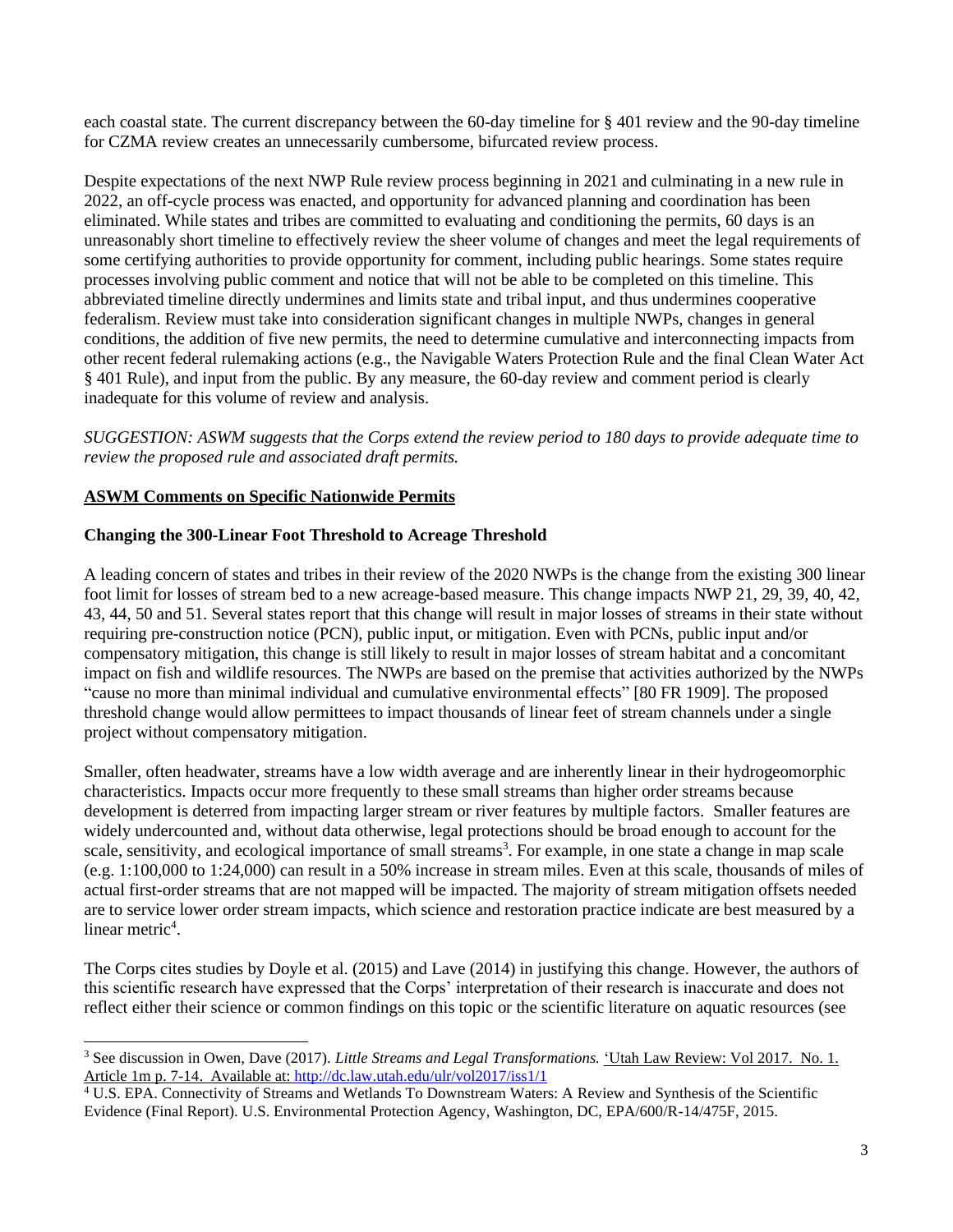each coastal state. The current discrepancy between the 60-day timeline for § 401 review and the 90-day timeline for CZMA review creates an unnecessarily cumbersome, bifurcated review process.

Despite expectations of the next NWP Rule review process beginning in 2021 and culminating in a new rule in 2022, an off-cycle process was enacted, and opportunity for advanced planning and coordination has been eliminated. While states and tribes are committed to evaluating and conditioning the permits, 60 days is an unreasonably short timeline to effectively review the sheer volume of changes and meet the legal requirements of some certifying authorities to provide opportunity for comment, including public hearings. Some states require processes involving public comment and notice that will not be able to be completed on this timeline. This abbreviated timeline directly undermines and limits state and tribal input, and thus undermines cooperative federalism. Review must take into consideration significant changes in multiple NWPs, changes in general conditions, the addition of five new permits, the need to determine cumulative and interconnecting impacts from other recent federal rulemaking actions (e.g., the Navigable Waters Protection Rule and the final Clean Water Act § 401 Rule), and input from the public. By any measure, the 60-day review and comment period is clearly inadequate for this volume of review and analysis.

*SUGGESTION: ASWM suggests that the Corps extend the review period to 180 days to provide adequate time to review the proposed rule and associated draft permits.*

## ASWM Comments on Specific Nationwide Permits

### Changing the 300-Linear Foot Threshold to Acreage Threshold

A leading concern of states and tribes in their review of the 2020 NWPs is the change from the existing 300 linear foot limit for losses of stream bed to a new acreage-based measure. This change impacts NWP 21, 29, 39, 40, 42, 43, 44, 50 and 51. Several states report that this change will result in major losses of streams in their state without requiring pre-construction notice (PCN), public input, or mitigation. Even with PCNs, public input and/or compensatory mitigation, this change is still likely to result in major losses of stream habitat and a concomitant impact on fish and wildlife resources. The NWPs are based on the premise that activities authorized by the NWPs "cause no more than minimal individual and cumulative environmental effects" [80 FR 1909]. The proposed threshold change would allow permittees to impact thousands of linear feet of stream channels under a single project without compensatory mitigation.

Smaller, often headwater, streams have a low width average and are inherently linear in their hydrogeomorphic characteristics. Impacts occur more frequently to these small streams than higher order streams because development is deterred from impacting larger stream or river features by multiple factors. Smaller features are widely undercounted and, without data otherwise, legal protections should be broad enough to account for the scale, sensitivity, and ecological importance of small streams[3]. For example, in one state a change in map scale (e.g. 1:100,000 to 1:24,000) can result in a 50% increase in stream miles. Even at this scale, thousands of miles of actual first-order streams that are not mapped will be impacted. The majority of stream mitigation offsets needed are to service lower order stream impacts, which science and restoration practice indicate are best measured by a linear metric[4].

The Corps cites studies by Doyle et al. (2015) and Lave (2014) in justifying this change. However, the authors of this scientific research have expressed that the Corps' interpretation of their research is inaccurate and does not reflect either their science or common findings on this topic or the scientific literature on aquatic resources (see

---

[3] See discussion in Owen, Dave (2017). *Little Streams and Legal Transformations.* 'Utah Law Review: Vol 2017. No. 1. Article 1m p. 7-14. Available at: http://dc.law.utah.edu/ulr/vol2017/iss1/1

[4] U.S. EPA. Connectivity of Streams and Wetlands To Downstream Waters: A Review and Synthesis of the Scientific Evidence (Final Report). U.S. Environmental Protection Agency, Washington, DC, EPA/600/R-14/475F, 2015.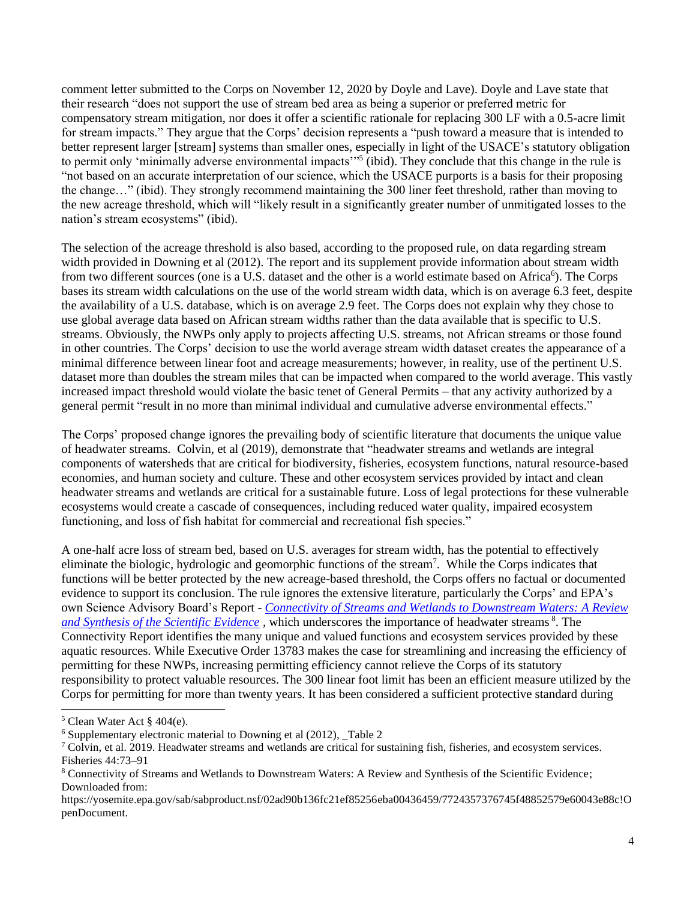comment letter submitted to the Corps on November 12, 2020 by Doyle and Lave). Doyle and Lave state that their research "does not support the use of stream bed area as being a superior or preferred metric for compensatory stream mitigation, nor does it offer a scientific rationale for replacing 300 LF with a 0.5-acre limit for stream impacts." They argue that the Corps' decision represents a "push toward a measure that is intended to better represent larger [stream] systems than smaller ones, especially in light of the USACE's statutory obligation to permit only 'minimally adverse environmental impacts'"[5] (ibid). They conclude that this change in the rule is "not based on an accurate interpretation of our science, which the USACE purports is a basis for their proposing the change…" (ibid). They strongly recommend maintaining the 300 liner feet threshold, rather than moving to the new acreage threshold, which will "likely result in a significantly greater number of unmitigated losses to the nation's stream ecosystems" (ibid).

The selection of the acreage threshold is also based, according to the proposed rule, on data regarding stream width provided in Downing et al (2012). The report and its supplement provide information about stream width from two different sources (one is a U.S. dataset and the other is a world estimate based on Africa[6]). The Corps bases its stream width calculations on the use of the world stream width data, which is on average 6.3 feet, despite the availability of a U.S. database, which is on average 2.9 feet. The Corps does not explain why they chose to use global average data based on African stream widths rather than the data available that is specific to U.S. streams. Obviously, the NWPs only apply to projects affecting U.S. streams, not African streams or those found in other countries. The Corps' decision to use the world average stream width dataset creates the appearance of a minimal difference between linear foot and acreage measurements; however, in reality, use of the pertinent U.S. dataset more than doubles the stream miles that can be impacted when compared to the world average. This vastly increased impact threshold would violate the basic tenet of General Permits – that any activity authorized by a general permit "result in no more than minimal individual and cumulative adverse environmental effects."

The Corps' proposed change ignores the prevailing body of scientific literature that documents the unique value of headwater streams. Colvin, et al (2019), demonstrate that "headwater streams and wetlands are integral components of watersheds that are critical for biodiversity, fisheries, ecosystem functions, natural resource-based economies, and human society and culture. These and other ecosystem services provided by intact and clean headwater streams and wetlands are critical for a sustainable future. Loss of legal protections for these vulnerable ecosystems would create a cascade of consequences, including reduced water quality, impaired ecosystem functioning, and loss of fish habitat for commercial and recreational fish species."

A one-half acre loss of stream bed, based on U.S. averages for stream width, has the potential to effectively eliminate the biologic, hydrologic and geomorphic functions of the stream[7]. While the Corps indicates that functions will be better protected by the new acreage-based threshold, the Corps offers no factual or documented evidence to support its conclusion. The rule ignores the extensive literature, particularly the Corps' and EPA's own Science Advisory Board's Report - *[Connectivity of Streams and Wetlands to Downstream Waters: A Review and Synthesis of the Scientific Evidence](https://yosemite.epa.gov/sab/sabproduct.nsf/02ad90b136fc21ef85256eba00436459/7724357376745f48852579e60043e88c!OpenDocument)* , which underscores the importance of headwater streams [8]. The Connectivity Report identifies the many unique and valued functions and ecosystem services provided by these aquatic resources. While Executive Order 13783 makes the case for streamlining and increasing the efficiency of permitting for these NWPs, increasing permitting efficiency cannot relieve the Corps of its statutory responsibility to protect valuable resources. The 300 linear foot limit has been an efficient measure utilized by the Corps for permitting for more than twenty years. It has been considered a sufficient protective standard during

---

[5] Clean Water Act § 404(e).

[6] Supplementary electronic material to Downing et al (2012), _Table 2

[7] Colvin, et al. 2019. Headwater streams and wetlands are critical for sustaining fish, fisheries, and ecosystem services. Fisheries 44:73–91

[8] Connectivity of Streams and Wetlands to Downstream Waters: A Review and Synthesis of the Scientific Evidence; Downloaded from: https://yosemite.epa.gov/sab/sabproduct.nsf/02ad90b136fc21ef85256eba00436459/7724357376745f48852579e60043e88c!OpenDocument.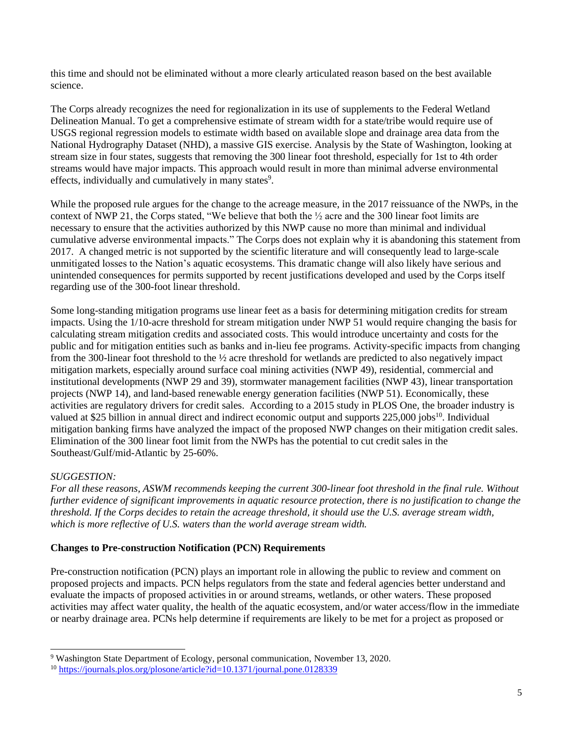this time and should not be eliminated without a more clearly articulated reason based on the best available science.

The Corps already recognizes the need for regionalization in its use of supplements to the Federal Wetland Delineation Manual. To get a comprehensive estimate of stream width for a state/tribe would require use of USGS regional regression models to estimate width based on available slope and drainage area data from the National Hydrography Dataset (NHD), a massive GIS exercise. Analysis by the State of Washington, looking at stream size in four states, suggests that removing the 300 linear foot threshold, especially for 1st to 4th order streams would have major impacts. This approach would result in more than minimal adverse environmental effects, individually and cumulatively in many states[9].

While the proposed rule argues for the change to the acreage measure, in the 2017 reissuance of the NWPs, in the context of NWP 21, the Corps stated, "We believe that both the ½ acre and the 300 linear foot limits are necessary to ensure that the activities authorized by this NWP cause no more than minimal and individual cumulative adverse environmental impacts." The Corps does not explain why it is abandoning this statement from 2017. A changed metric is not supported by the scientific literature and will consequently lead to large-scale unmitigated losses to the Nation's aquatic ecosystems. This dramatic change will also likely have serious and unintended consequences for permits supported by recent justifications developed and used by the Corps itself regarding use of the 300-foot linear threshold.

Some long-standing mitigation programs use linear feet as a basis for determining mitigation credits for stream impacts. Using the 1/10-acre threshold for stream mitigation under NWP 51 would require changing the basis for calculating stream mitigation credits and associated costs. This would introduce uncertainty and costs for the public and for mitigation entities such as banks and in-lieu fee programs. Activity-specific impacts from changing from the 300-linear foot threshold to the ½ acre threshold for wetlands are predicted to also negatively impact mitigation markets, especially around surface coal mining activities (NWP 49), residential, commercial and institutional developments (NWP 29 and 39), stormwater management facilities (NWP 43), linear transportation projects (NWP 14), and land-based renewable energy generation facilities (NWP 51). Economically, these activities are regulatory drivers for credit sales. According to a 2015 study in PLOS One, the broader industry is valued at $25 billion in annual direct and indirect economic output and supports 225,000 jobs[10]. Individual mitigation banking firms have analyzed the impact of the proposed NWP changes on their mitigation credit sales. Elimination of the 300 linear foot limit from the NWPs has the potential to cut credit sales in the Southeast/Gulf/mid-Atlantic by 25-60%.

*SUGGESTION:*

*For all these reasons, ASWM recommends keeping the current 300-linear foot threshold in the final rule. Without further evidence of significant improvements in aquatic resource protection, there is no justification to change the threshold. If the Corps decides to retain the acreage threshold, it should use the U.S. average stream width, which is more reflective of U.S. waters than the world average stream width.*

**Changes to Pre-construction Notification (PCN) Requirements**

Pre-construction notification (PCN) plays an important role in allowing the public to review and comment on proposed projects and impacts. PCN helps regulators from the state and federal agencies better understand and evaluate the impacts of proposed activities in or around streams, wetlands, or other waters. These proposed activities may affect water quality, the health of the aquatic ecosystem, and/or water access/flow in the immediate or nearby drainage area. PCNs help determine if requirements are likely to be met for a project as proposed or

---

[9] Washington State Department of Ecology, personal communication, November 13, 2020.

[10] https://journals.plos.org/plosone/article?id=10.1371/journal.pone.0128339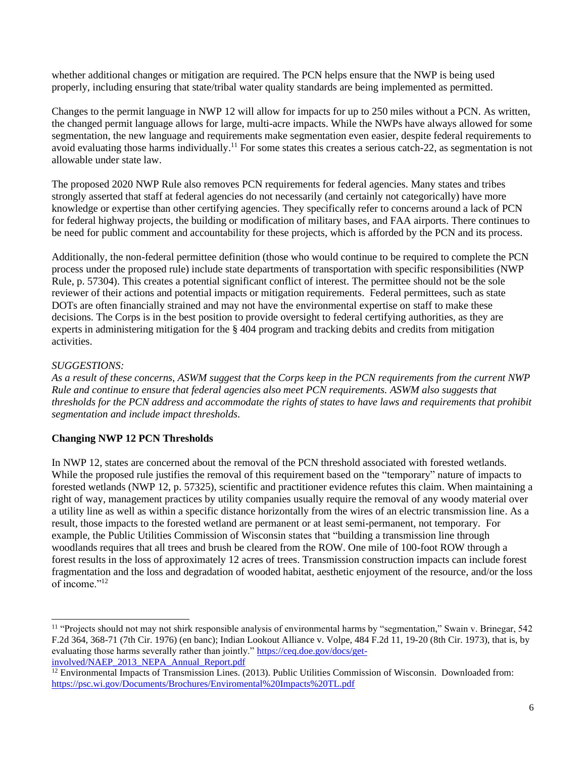whether additional changes or mitigation are required. The PCN helps ensure that the NWP is being used properly, including ensuring that state/tribal water quality standards are being implemented as permitted.

Changes to the permit language in NWP 12 will allow for impacts for up to 250 miles without a PCN. As written, the changed permit language allows for large, multi-acre impacts. While the NWPs have always allowed for some segmentation, the new language and requirements make segmentation even easier, despite federal requirements to avoid evaluating those harms individually.[11] For some states this creates a serious catch-22, as segmentation is not allowable under state law.

The proposed 2020 NWP Rule also removes PCN requirements for federal agencies. Many states and tribes strongly asserted that staff at federal agencies do not necessarily (and certainly not categorically) have more knowledge or expertise than other certifying agencies. They specifically refer to concerns around a lack of PCN for federal highway projects, the building or modification of military bases, and FAA airports. There continues to be need for public comment and accountability for these projects, which is afforded by the PCN and its process.

Additionally, the non-federal permittee definition (those who would continue to be required to complete the PCN process under the proposed rule) include state departments of transportation with specific responsibilities (NWP Rule, p. 57304). This creates a potential significant conflict of interest. The permittee should not be the sole reviewer of their actions and potential impacts or mitigation requirements. Federal permittees, such as state DOTs are often financially strained and may not have the environmental expertise on staff to make these decisions. The Corps is in the best position to provide oversight to federal certifying authorities, as they are experts in administering mitigation for the § 404 program and tracking debits and credits from mitigation activities.

*SUGGESTIONS:*

*As a result of these concerns, ASWM suggest that the Corps keep in the PCN requirements from the current NWP Rule and continue to ensure that federal agencies also meet PCN requirements. ASWM also suggests that thresholds for the PCN address and accommodate the rights of states to have laws and requirements that prohibit segmentation and include impact thresholds.*

**Changing NWP 12 PCN Thresholds**

In NWP 12, states are concerned about the removal of the PCN threshold associated with forested wetlands. While the proposed rule justifies the removal of this requirement based on the "temporary" nature of impacts to forested wetlands (NWP 12, p. 57325), scientific and practitioner evidence refutes this claim. When maintaining a right of way, management practices by utility companies usually require the removal of any woody material over a utility line as well as within a specific distance horizontally from the wires of an electric transmission line. As a result, those impacts to the forested wetland are permanent or at least semi-permanent, not temporary. For example, the Public Utilities Commission of Wisconsin states that "building a transmission line through woodlands requires that all trees and brush be cleared from the ROW. One mile of 100-foot ROW through a forest results in the loss of approximately 12 acres of trees. Transmission construction impacts can include forest fragmentation and the loss and degradation of wooded habitat, aesthetic enjoyment of the resource, and/or the loss of income."[12]

---

[11] "Projects should not may not shirk responsible analysis of environmental harms by "segmentation," Swain v. Brinegar, 542 F.2d 364, 368-71 (7th Cir. 1976) (en banc); Indian Lookout Alliance v. Volpe, 484 F.2d 11, 19-20 (8th Cir. 1973), that is, by evaluating those harms severally rather than jointly." https://ceq.doe.gov/docs/get-involved/NAEP_2013_NEPA_Annual_Report.pdf

[12] Environmental Impacts of Transmission Lines. (2013). Public Utilities Commission of Wisconsin. Downloaded from: https://psc.wi.gov/Documents/Brochures/Enviromental%20Impacts%20TL.pdf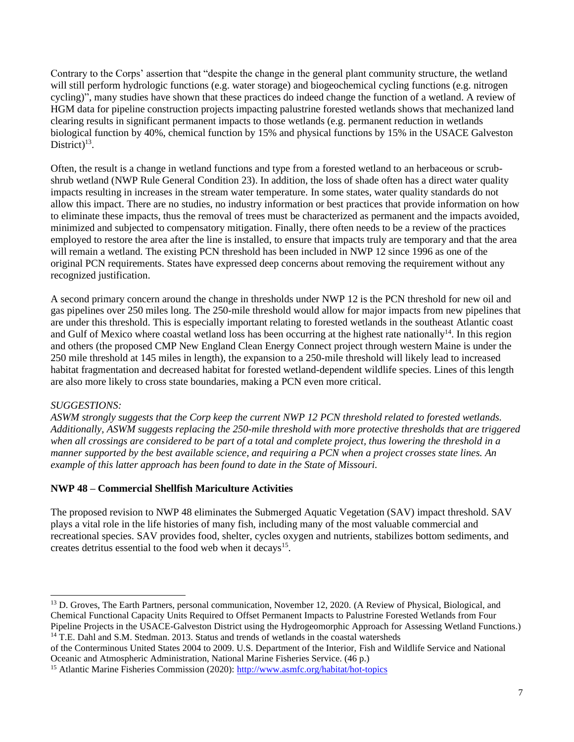Contrary to the Corps' assertion that "despite the change in the general plant community structure, the wetland will still perform hydrologic functions (e.g. water storage) and biogeochemical cycling functions (e.g. nitrogen cycling)", many studies have shown that these practices do indeed change the function of a wetland. A review of HGM data for pipeline construction projects impacting palustrine forested wetlands shows that mechanized land clearing results in significant permanent impacts to those wetlands (e.g. permanent reduction in wetlands biological function by 40%, chemical function by 15% and physical functions by 15% in the USACE Galveston District)[13].

Often, the result is a change in wetland functions and type from a forested wetland to an herbaceous or scrub-shrub wetland (NWP Rule General Condition 23). In addition, the loss of shade often has a direct water quality impacts resulting in increases in the stream water temperature. In some states, water quality standards do not allow this impact. There are no studies, no industry information or best practices that provide information on how to eliminate these impacts, thus the removal of trees must be characterized as permanent and the impacts avoided, minimized and subjected to compensatory mitigation. Finally, there often needs to be a review of the practices employed to restore the area after the line is installed, to ensure that impacts truly are temporary and that the area will remain a wetland. The existing PCN threshold has been included in NWP 12 since 1996 as one of the original PCN requirements. States have expressed deep concerns about removing the requirement without any recognized justification.

A second primary concern around the change in thresholds under NWP 12 is the PCN threshold for new oil and gas pipelines over 250 miles long. The 250-mile threshold would allow for major impacts from new pipelines that are under this threshold. This is especially important relating to forested wetlands in the southeast Atlantic coast and Gulf of Mexico where coastal wetland loss has been occurring at the highest rate nationally[14]. In this region and others (the proposed CMP New England Clean Energy Connect project through western Maine is under the 250 mile threshold at 145 miles in length), the expansion to a 250-mile threshold will likely lead to increased habitat fragmentation and decreased habitat for forested wetland-dependent wildlife species. Lines of this length are also more likely to cross state boundaries, making a PCN even more critical.

*SUGGESTIONS:*
*ASWM strongly suggests that the Corp keep the current NWP 12 PCN threshold related to forested wetlands. Additionally, ASWM suggests replacing the 250-mile threshold with more protective thresholds that are triggered when all crossings are considered to be part of a total and complete project, thus lowering the threshold in a manner supported by the best available science, and requiring a PCN when a project crosses state lines. An example of this latter approach has been found to date in the State of Missouri.*

### NWP 48 – Commercial Shellfish Mariculture Activities

The proposed revision to NWP 48 eliminates the Submerged Aquatic Vegetation (SAV) impact threshold. SAV plays a vital role in the life histories of many fish, including many of the most valuable commercial and recreational species. SAV provides food, shelter, cycles oxygen and nutrients, stabilizes bottom sediments, and creates detritus essential to the food web when it decays[15].

---

[13] D. Groves, The Earth Partners, personal communication, November 12, 2020. (A Review of Physical, Biological, and Chemical Functional Capacity Units Required to Offset Permanent Impacts to Palustrine Forested Wetlands from Four Pipeline Projects in the USACE-Galveston District using the Hydrogeomorphic Approach for Assessing Wetland Functions.)

[14] T.E. Dahl and S.M. Stedman. 2013. Status and trends of wetlands in the coastal watersheds of the Conterminous United States 2004 to 2009. U.S. Department of the Interior, Fish and Wildlife Service and National Oceanic and Atmospheric Administration, National Marine Fisheries Service. (46 p.)

[15] Atlantic Marine Fisheries Commission (2020): http://www.asmfc.org/habitat/hot-topics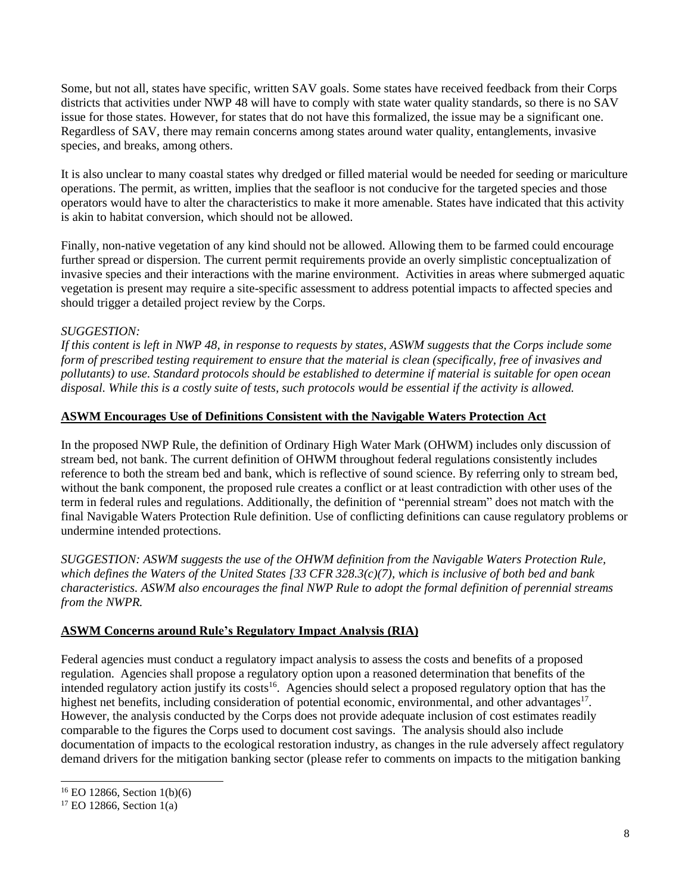Some, but not all, states have specific, written SAV goals. Some states have received feedback from their Corps districts that activities under NWP 48 will have to comply with state water quality standards, so there is no SAV issue for those states. However, for states that do not have this formalized, the issue may be a significant one. Regardless of SAV, there may remain concerns among states around water quality, entanglements, invasive species, and breaks, among others.

It is also unclear to many coastal states why dredged or filled material would be needed for seeding or mariculture operations. The permit, as written, implies that the seafloor is not conducive for the targeted species and those operators would have to alter the characteristics to make it more amenable. States have indicated that this activity is akin to habitat conversion, which should not be allowed.

Finally, non-native vegetation of any kind should not be allowed. Allowing them to be farmed could encourage further spread or dispersion. The current permit requirements provide an overly simplistic conceptualization of invasive species and their interactions with the marine environment. Activities in areas where submerged aquatic vegetation is present may require a site-specific assessment to address potential impacts to affected species and should trigger a detailed project review by the Corps.

*SUGGESTION:*
*If this content is left in NWP 48, in response to requests by states, ASWM suggests that the Corps include some form of prescribed testing requirement to ensure that the material is clean (specifically, free of invasives and pollutants) to use. Standard protocols should be established to determine if material is suitable for open ocean disposal. While this is a costly suite of tests, such protocols would be essential if the activity is allowed.*

**ASWM Encourages Use of Definitions Consistent with the Navigable Waters Protection Act**

In the proposed NWP Rule, the definition of Ordinary High Water Mark (OHWM) includes only discussion of stream bed, not bank. The current definition of OHWM throughout federal regulations consistently includes reference to both the stream bed and bank, which is reflective of sound science. By referring only to stream bed, without the bank component, the proposed rule creates a conflict or at least contradiction with other uses of the term in federal rules and regulations. Additionally, the definition of "perennial stream" does not match with the final Navigable Waters Protection Rule definition. Use of conflicting definitions can cause regulatory problems or undermine intended protections.

*SUGGESTION: ASWM suggests the use of the OHWM definition from the Navigable Waters Protection Rule, which defines the Waters of the United States [33 CFR 328.3(c)(7), which is inclusive of both bed and bank characteristics. ASWM also encourages the final NWP Rule to adopt the formal definition of perennial streams from the NWPR.*

**ASWM Concerns around Rule's Regulatory Impact Analysis (RIA)**

Federal agencies must conduct a regulatory impact analysis to assess the costs and benefits of a proposed regulation. Agencies shall propose a regulatory option upon a reasoned determination that benefits of the intended regulatory action justify its costs[16]. Agencies should select a proposed regulatory option that has the highest net benefits, including consideration of potential economic, environmental, and other advantages[17]. However, the analysis conducted by the Corps does not provide adequate inclusion of cost estimates readily comparable to the figures the Corps used to document cost savings. The analysis should also include documentation of impacts to the ecological restoration industry, as changes in the rule adversely affect regulatory demand drivers for the mitigation banking sector (please refer to comments on impacts to the mitigation banking

[16] EO 12866, Section 1(b)(6)

[17] EO 12866, Section 1(a)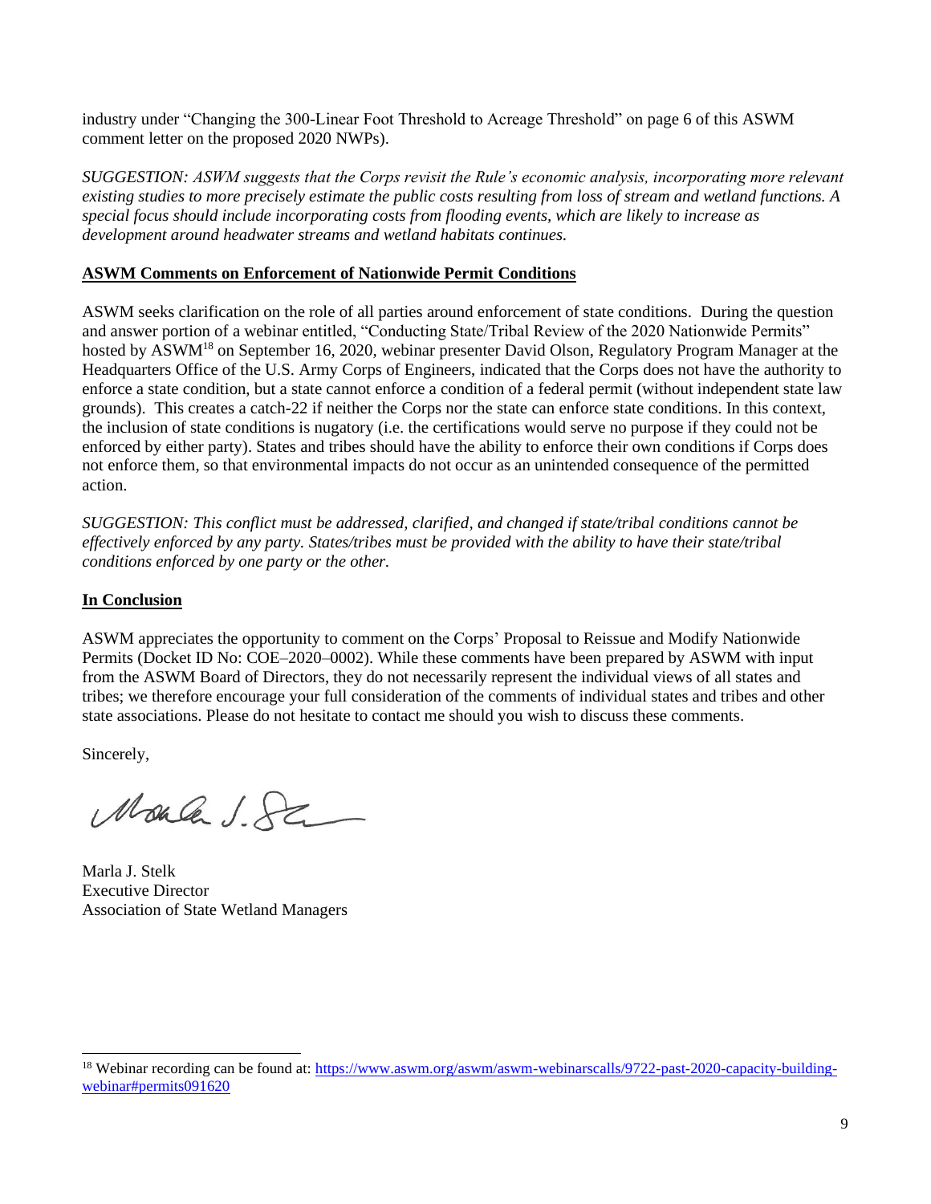industry under "Changing the 300-Linear Foot Threshold to Acreage Threshold" on page 6 of this ASWM comment letter on the proposed 2020 NWPs).

*SUGGESTION: ASWM suggests that the Corps revisit the Rule's economic analysis, incorporating more relevant existing studies to more precisely estimate the public costs resulting from loss of stream and wetland functions. A special focus should include incorporating costs from flooding events, which are likely to increase as development around headwater streams and wetland habitats continues.*

**ASWM Comments on Enforcement of Nationwide Permit Conditions**

ASWM seeks clarification on the role of all parties around enforcement of state conditions. During the question and answer portion of a webinar entitled, "Conducting State/Tribal Review of the 2020 Nationwide Permits" hosted by ASWM[18] on September 16, 2020, webinar presenter David Olson, Regulatory Program Manager at the Headquarters Office of the U.S. Army Corps of Engineers, indicated that the Corps does not have the authority to enforce a state condition, but a state cannot enforce a condition of a federal permit (without independent state law grounds). This creates a catch-22 if neither the Corps nor the state can enforce state conditions. In this context, the inclusion of state conditions is nugatory (i.e. the certifications would serve no purpose if they could not be enforced by either party). States and tribes should have the ability to enforce their own conditions if Corps does not enforce them, so that environmental impacts do not occur as an unintended consequence of the permitted action.

*SUGGESTION: This conflict must be addressed, clarified, and changed if state/tribal conditions cannot be effectively enforced by any party. States/tribes must be provided with the ability to have their state/tribal conditions enforced by one party or the other.*

**In Conclusion**

ASWM appreciates the opportunity to comment on the Corps' Proposal to Reissue and Modify Nationwide Permits (Docket ID No: COE–2020–0002). While these comments have been prepared by ASWM with input from the ASWM Board of Directors, they do not necessarily represent the individual views of all states and tribes; we therefore encourage your full consideration of the comments of individual states and tribes and other state associations. Please do not hesitate to contact me should you wish to discuss these comments.

Sincerely,

Marla J. Stelk
Executive Director
Association of State Wetland Managers

---

[18] Webinar recording can be found at: https://www.aswm.org/aswm/aswm-webinarscalls/9722-past-2020-capacity-building-webinar#permits091620